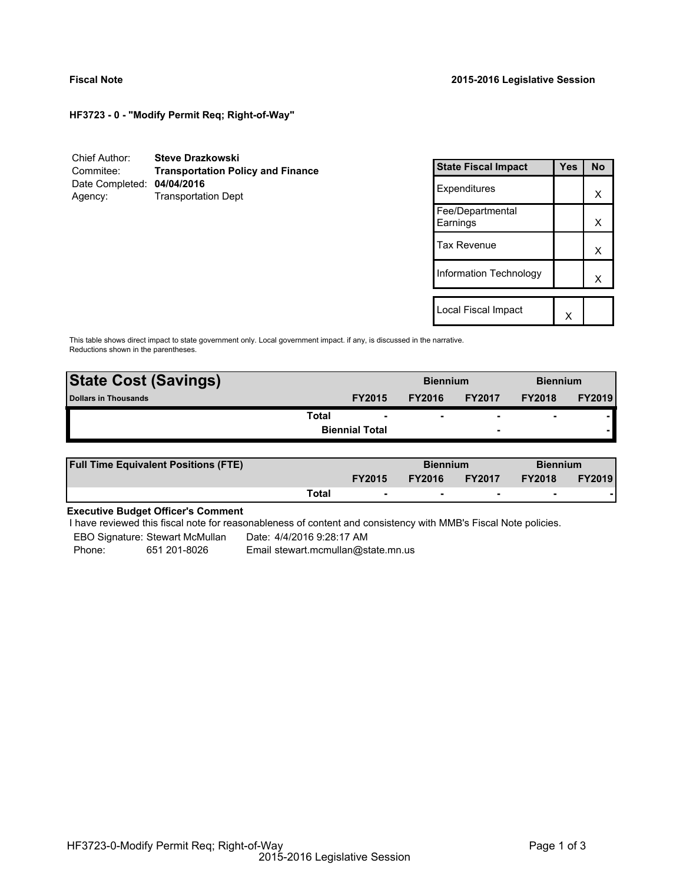**Fiscal Note** 

**2015-2016 Legislative Session**

**HF3723 - 0 - "Modify Permit Req; Right-of-Way"**

Chief Author: **Steve Drazkowski**
Commitee: **Transportation Policy and Finance**
Date Completed: **04/04/2016**
Agency: Transportation Dept

| State Fiscal Impact | Yes | No |
|---|---|---|
| Expenditures | | X |
| Fee/Departmental Earnings | | X |
| Tax Revenue | | X |
| Information Technology | | X |
| Local Fiscal Impact | X | |

This table shows direct impact to state government only. Local government impact. if any, is discussed in the narrative. Reductions shown in the parentheses.

| State Cost (Savings) | | Biennium | | Biennium | |
|---|---|---|---|---|---|
| Dollars in Thousands | FY2015 | FY2016 | FY2017 | FY2018 | FY2019 |
| Total | - | - | - | - | - |
| Biennial Total | | | - | | - |

| Full Time Equivalent Positions (FTE) | | Biennium | | Biennium | |
|---|---|---|---|---|---|
| | FY2015 | FY2016 | FY2017 | FY2018 | FY2019 |
| Total | - | - | - | - | - |

**Executive Budget Officer's Comment**

I have reviewed this fiscal note for reasonableness of content and consistency with MMB's Fiscal Note policies.

EBO Signature: Stewart McMullan  Date: 4/4/2016 9:28:17 AM
Phone: 651 201-8026  Email stewart.mcmullan@state.mn.us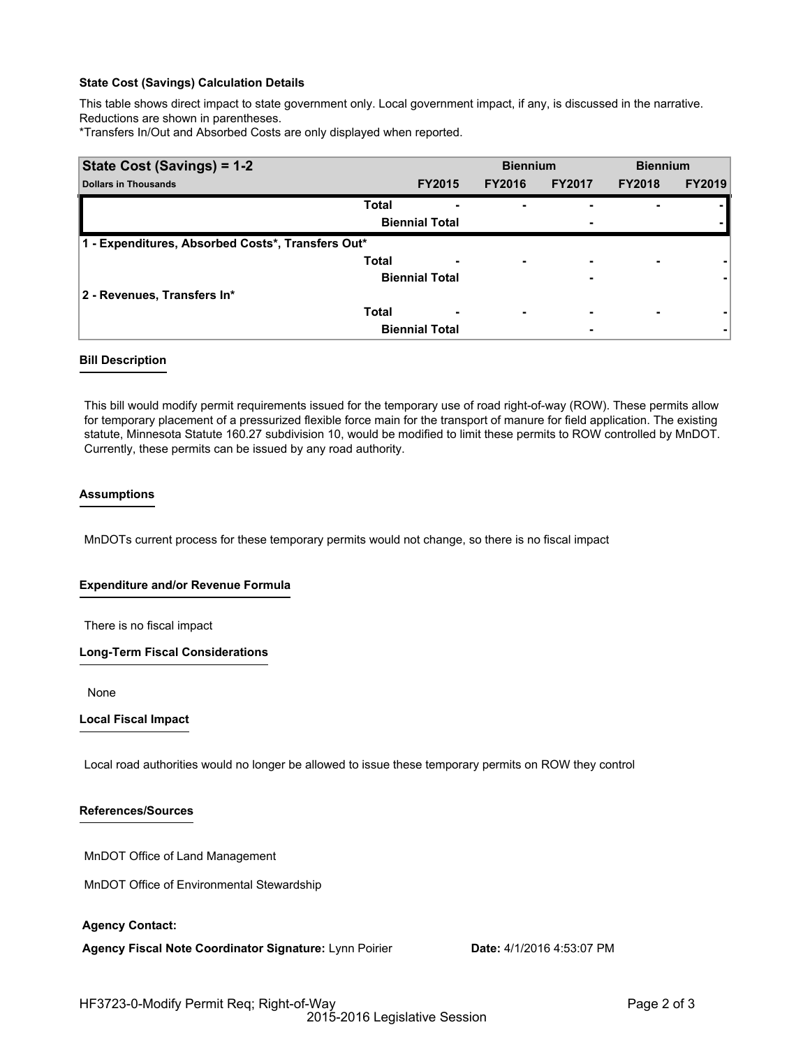**State Cost (Savings) Calculation Details**

This table shows direct impact to state government only. Local government impact, if any, is discussed in the narrative. Reductions are shown in parentheses.

*Transfers In/Out and Absorbed Costs are only displayed when reported.

| State Cost (Savings) = 1-2 | | | Biennium | | Biennium | |
|---|---|---|---|---|---|---|
| Dollars in Thousands | | FY2015 | FY2016 | FY2017 | FY2018 | FY2019 |
| | Total | - | - | - | - | - |
| | Biennial Total | | | - | | - |
| 1 - Expenditures, Absorbed Costs*, Transfers Out* | | | | | | |
| | Total | - | - | - | - | - |
| | Biennial Total | | | - | | - |
| 2 - Revenues, Transfers In* | | | | | | |
| | Total | - | - | - | - | - |
| | Biennial Total | | | - | | - |

**Bill Description**

This bill would modify permit requirements issued for the temporary use of road right-of-way (ROW). These permits allow for temporary placement of a pressurized flexible force main for the transport of manure for field application. The existing statute, Minnesota Statute 160.27 subdivision 10, would be modified to limit these permits to ROW controlled by MnDOT. Currently, these permits can be issued by any road authority.

**Assumptions**

MnDOTs current process for these temporary permits would not change, so there is no fiscal impact

**Expenditure and/or Revenue Formula**

There is no fiscal impact

**Long-Term Fiscal Considerations**

None

**Local Fiscal Impact**

Local road authorities would no longer be allowed to issue these temporary permits on ROW they control

**References/Sources**

MnDOT Office of Land Management

MnDOT Office of Environmental Stewardship

**Agency Contact:**

**Agency Fiscal Note Coordinator Signature:** Lynn Poirier **Date:** 4/1/2016 4:53:07 PM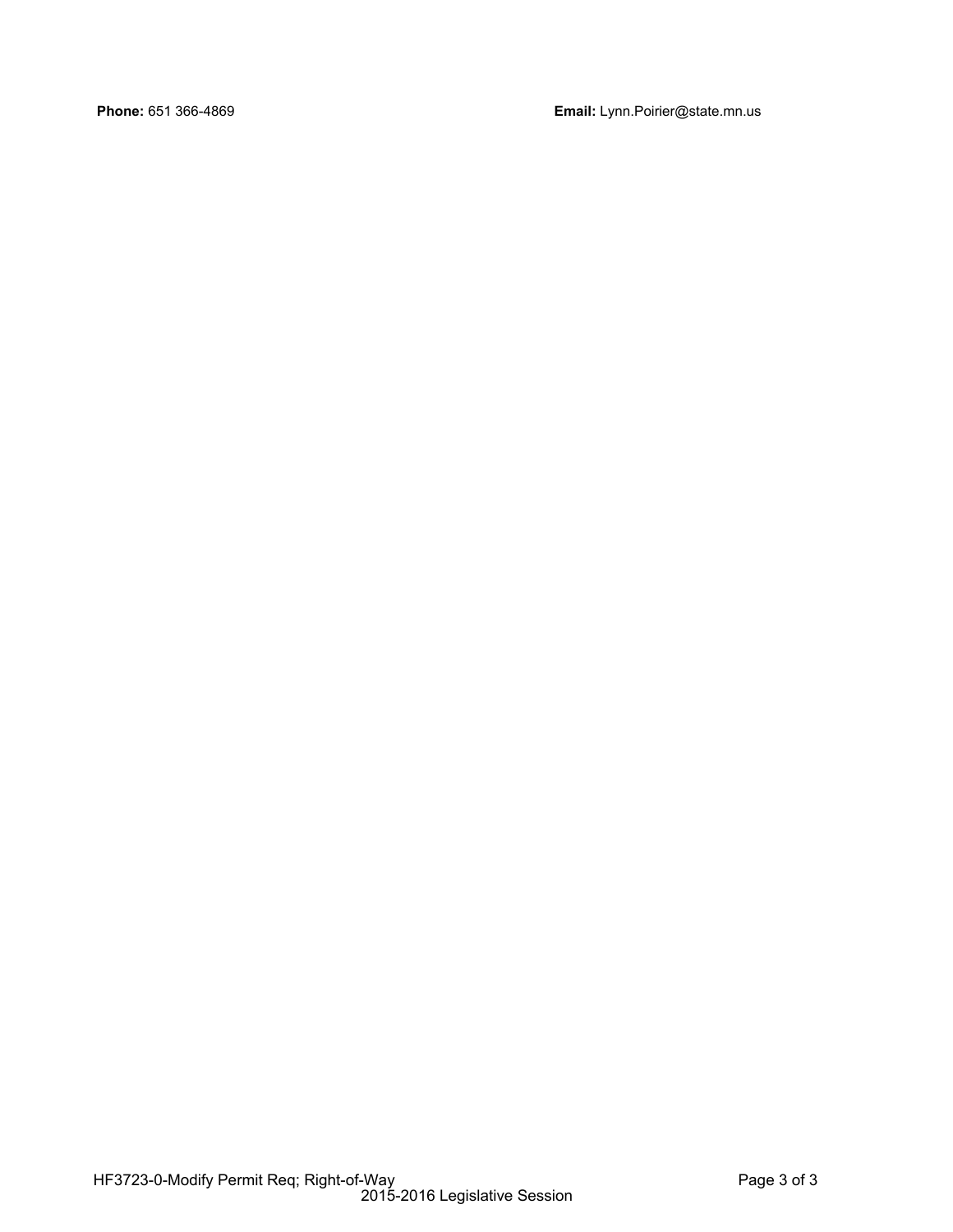**Phone:** 651 366-4869 **Email:** Lynn.Poirier@state.mn.us